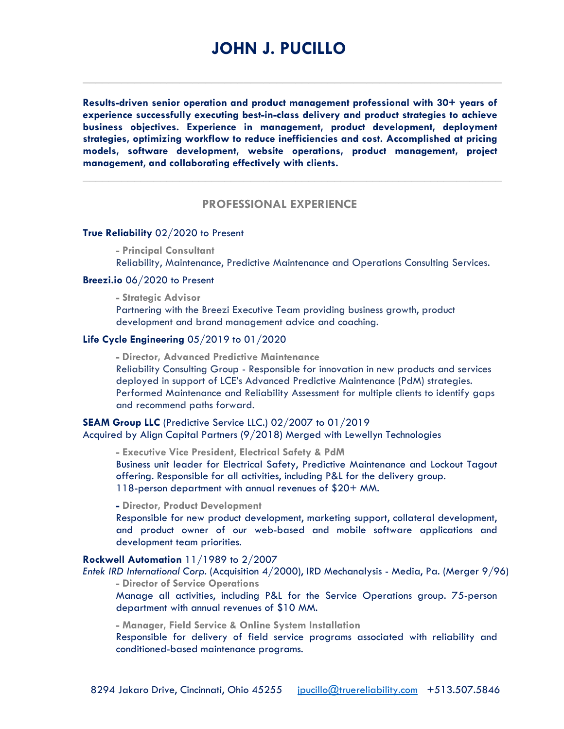# JOHN J. PUCILLO

---

**Results-driven senior operation and product management professional with 30+ years of experience successfully executing best-in-class delivery and product strategies to achieve business objectives. Experience in management, product development, deployment strategies, optimizing workflow to reduce inefficiencies and cost. Accomplished at pricing models, software development, website operations, product management, project management, and collaborating effectively with clients.**

---

## PROFESSIONAL EXPERIENCE

**True Reliability** 02/2020 to Present

**- Principal Consultant**
Reliability, Maintenance, Predictive Maintenance and Operations Consulting Services.

**Breezi.io** 06/2020 to Present

**- Strategic Advisor**
Partnering with the Breezi Executive Team providing business growth, product development and brand management advice and coaching.

**Life Cycle Engineering** 05/2019 to 01/2020

**- Director, Advanced Predictive Maintenance**
Reliability Consulting Group - Responsible for innovation in new products and services deployed in support of LCE's Advanced Predictive Maintenance (PdM) strategies. Performed Maintenance and Reliability Assessment for multiple clients to identify gaps and recommend paths forward.

**SEAM Group LLC** (Predictive Service LLC.) 02/2007 to 01/2019
Acquired by Align Capital Partners (9/2018) Merged with Lewellyn Technologies

**- Executive Vice President, Electrical Safety & PdM**
Business unit leader for Electrical Safety, Predictive Maintenance and Lockout Tagout offering. Responsible for all activities, including P&L for the delivery group. 118-person department with annual revenues of $20+ MM.

**- Director, Product Development**
Responsible for new product development, marketing support, collateral development, and product owner of our web-based and mobile software applications and development team priorities.

**Rockwell Automation** 11/1989 to 2/2007
*Entek IRD International Corp.* (Acquisition 4/2000), IRD Mechanalysis - Media, Pa. (Merger 9/96)

**- Director of Service Operations**
Manage all activities, including P&L for the Service Operations group. 75-person department with annual revenues of $10 MM.

**- Manager, Field Service & Online System Installation**
Responsible for delivery of field service programs associated with reliability and conditioned-based maintenance programs.

8294 Jakaro Drive, Cincinnati, Ohio 45255 jpucillo@truereliability.com +513.507.5846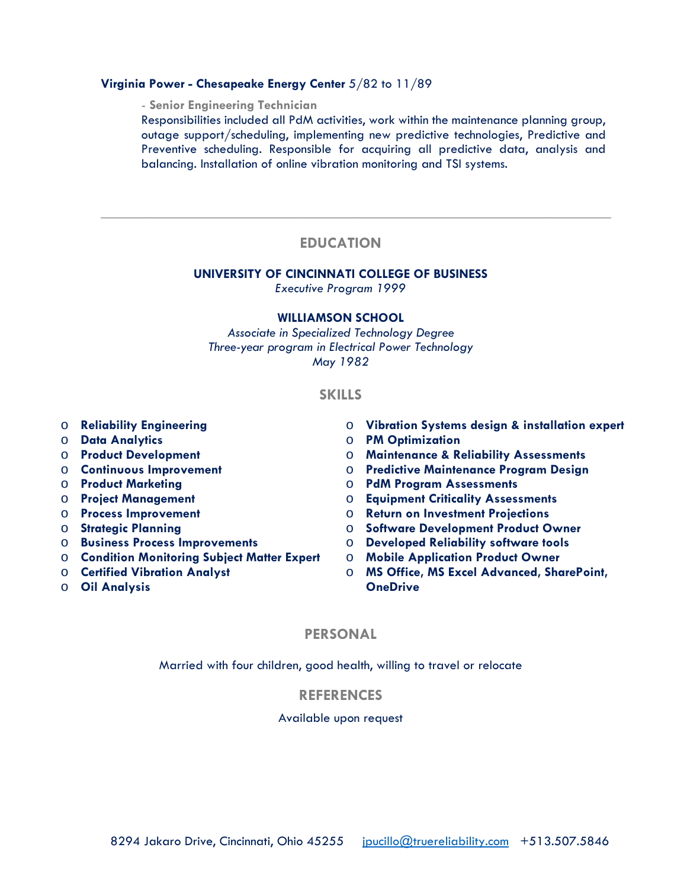**Virginia Power - Chesapeake Energy Center** 5/82 to 11/89

- **Senior Engineering Technician**

Responsibilities included all PdM activities, work within the maintenance planning group, outage support/scheduling, implementing new predictive technologies, Predictive and Preventive scheduling. Responsible for acquiring all predictive data, analysis and balancing. Installation of online vibration monitoring and TSI systems.

---

## EDUCATION

**UNIVERSITY OF CINCINNATI COLLEGE OF BUSINESS**
*Executive Program 1999*

**WILLIAMSON SCHOOL**
*Associate in Specialized Technology Degree*
*Three-year program in Electrical Power Technology*
*May 1982*

## SKILLS

- **Reliability Engineering**
- **Data Analytics**
- **Product Development**
- **Continuous Improvement**
- **Product Marketing**
- **Project Management**
- **Process Improvement**
- **Strategic Planning**
- **Business Process Improvements**
- **Condition Monitoring Subject Matter Expert**
- **Certified Vibration Analyst**
- **Oil Analysis**
- **Vibration Systems design & installation expert**
- **PM Optimization**
- **Maintenance & Reliability Assessments**
- **Predictive Maintenance Program Design**
- **PdM Program Assessments**
- **Equipment Criticality Assessments**
- **Return on Investment Projections**
- **Software Development Product Owner**
- **Developed Reliability software tools**
- **Mobile Application Product Owner**
- **MS Office, MS Excel Advanced, SharePoint, OneDrive**

## PERSONAL

Married with four children, good health, willing to travel or relocate

## REFERENCES

Available upon request

8294 Jakaro Drive, Cincinnati, Ohio 45255 jpucillo@truereliability.com +513.507.5846